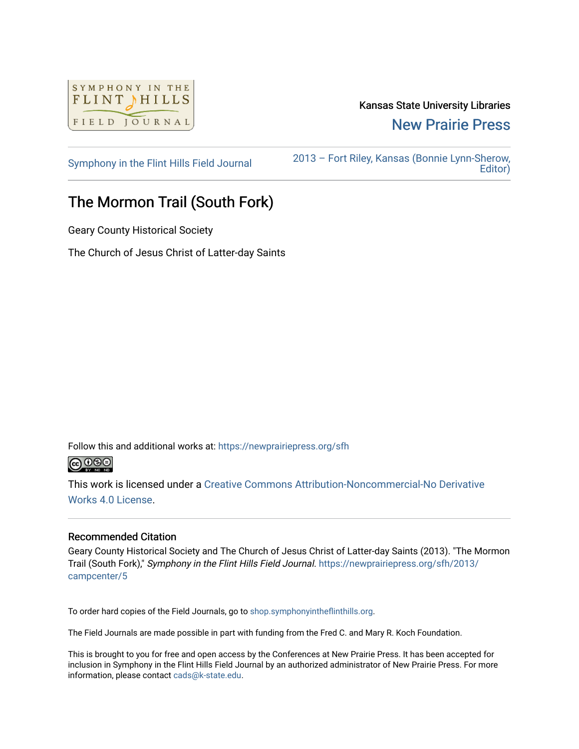Kansas State University Libraries

New Prairie Press

Symphony in the Flint Hills Field Journal

2013 – Fort Riley, Kansas (Bonnie Lynn-Sherow, Editor)

# The Mormon Trail (South Fork)

Geary County Historical Society

The Church of Jesus Christ of Latter-day Saints

Follow this and additional works at: https://newprairiepress.org/sfh

This work is licensed under a Creative Commons Attribution-Noncommercial-No Derivative Works 4.0 License.

## Recommended Citation

Geary County Historical Society and The Church of Jesus Christ of Latter-day Saints (2013). "The Mormon Trail (South Fork)," *Symphony in the Flint Hills Field Journal*. https://newprairiepress.org/sfh/2013/campcenter/5

To order hard copies of the Field Journals, go to shop.symphonyintheflinthills.org.

The Field Journals are made possible in part with funding from the Fred C. and Mary R. Koch Foundation.

This is brought to you for free and open access by the Conferences at New Prairie Press. It has been accepted for inclusion in Symphony in the Flint Hills Field Journal by an authorized administrator of New Prairie Press. For more information, please contact cads@k-state.edu.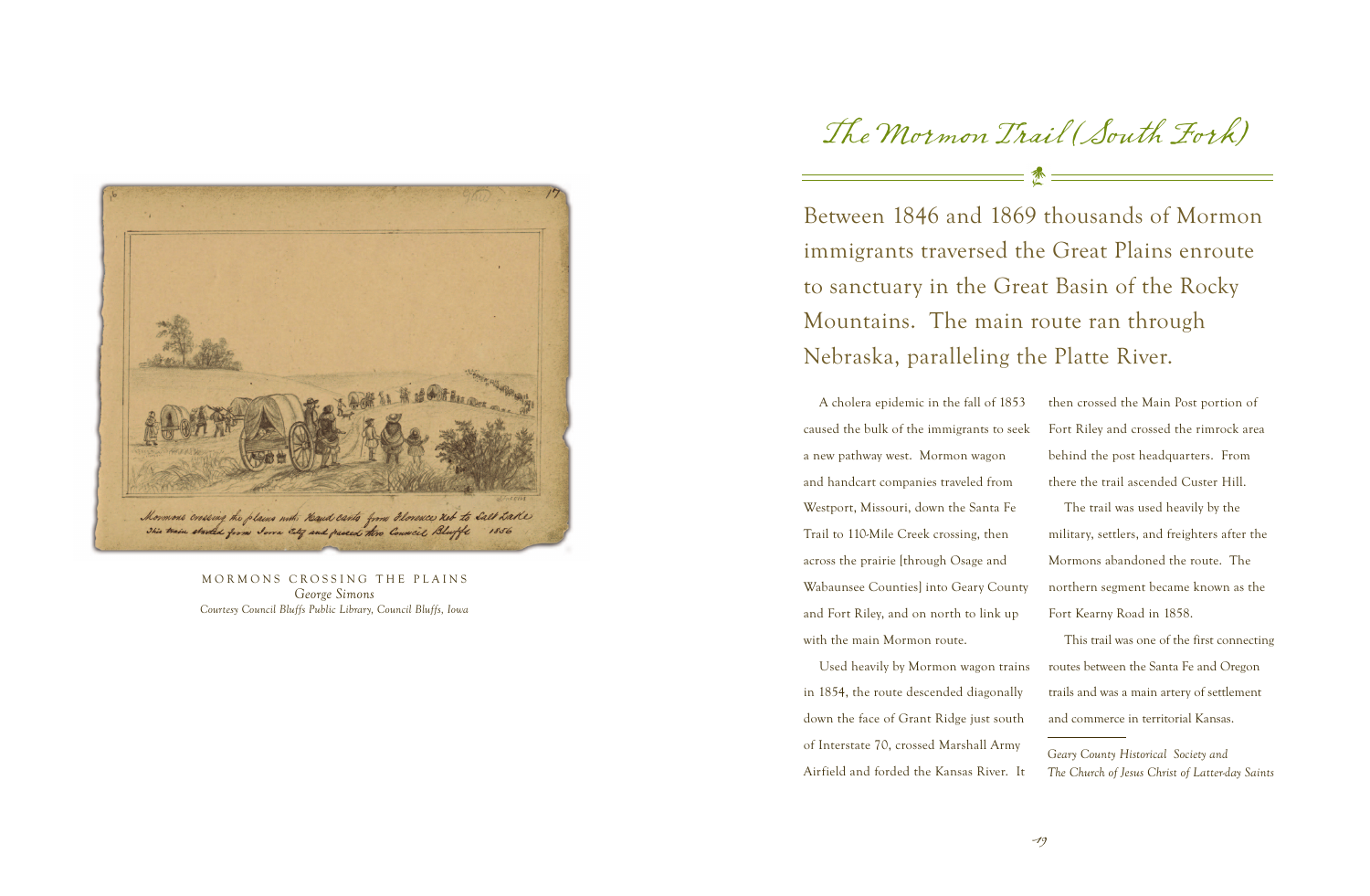MORMONS CROSSING THE PLAINS
*George Simons*
*Courtesy Council Bluffs Public Library, Council Bluffs, Iowa*

# The Mormon Trail (South Fork)

Between 1846 and 1869 thousands of Mormon immigrants traversed the Great Plains enroute to sanctuary in the Great Basin of the Rocky Mountains. The main route ran through Nebraska, paralleling the Platte River.

A cholera epidemic in the fall of 1853 caused the bulk of the immigrants to seek a new pathway west. Mormon wagon and handcart companies traveled from Westport, Missouri, down the Santa Fe Trail to 110-Mile Creek crossing, then across the prairie [through Osage and Wabaunsee Counties] into Geary County and Fort Riley, and on north to link up with the main Mormon route.

Used heavily by Mormon wagon trains in 1854, the route descended diagonally down the face of Grant Ridge just south of Interstate 70, crossed Marshall Army Airfield and forded the Kansas River. It then crossed the Main Post portion of Fort Riley and crossed the rimrock area behind the post headquarters. From there the trail ascended Custer Hill.

The trail was used heavily by the military, settlers, and freighters after the Mormons abandoned the route. The northern segment became known as the Fort Kearny Road in 1858.

This trail was one of the first connecting routes between the Santa Fe and Oregon trails and was a main artery of settlement and commerce in territorial Kansas.

---

*Geary County Historical Society and*
*The Church of Jesus Christ of Latter-day Saints*